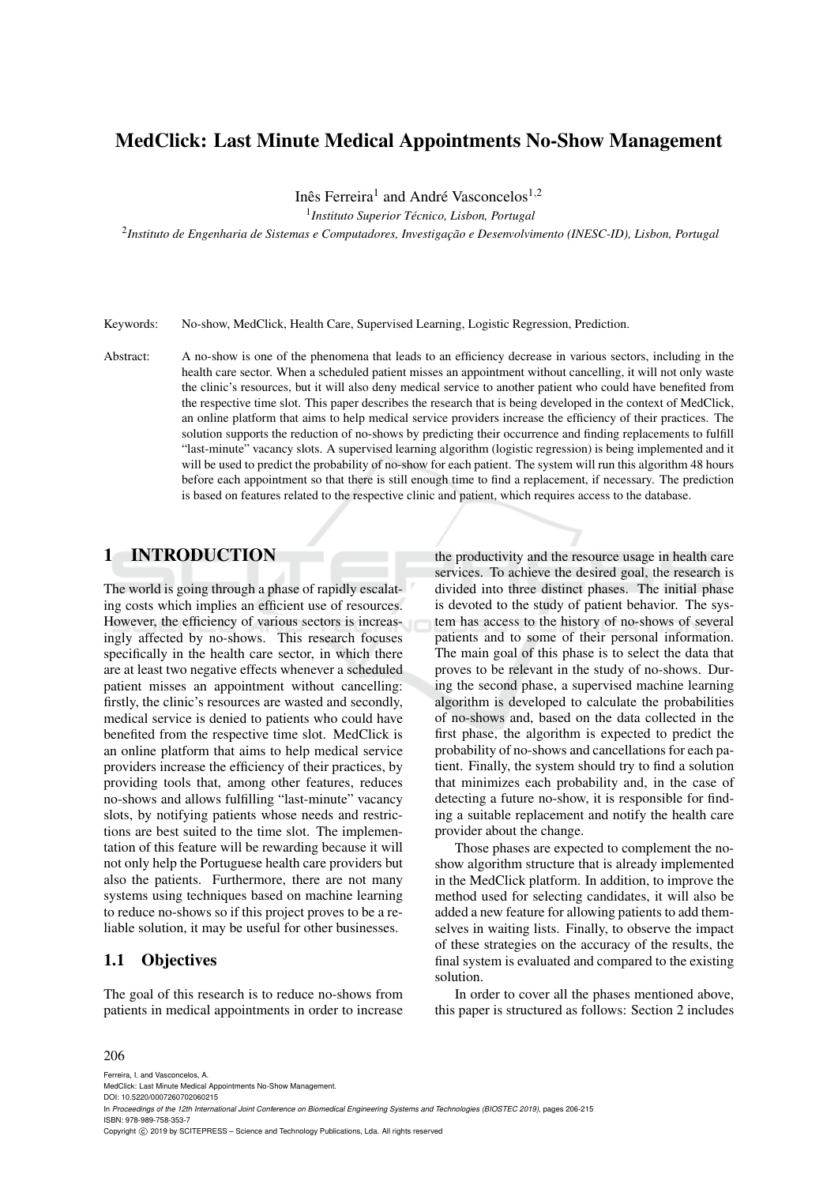# MedClick: Last Minute Medical Appointments No-Show Management

Inês Ferreira[1] and André Vasconcelos[1,2]

[1]*Instituto Superior Técnico, Lisbon, Portugal*

[2]*Instituto de Engenharia de Sistemas e Computadores, Investigação e Desenvolvimento (INESC-ID), Lisbon, Portugal*

Keywords: No-show, MedClick, Health Care, Supervised Learning, Logistic Regression, Prediction.

Abstract: A no-show is one of the phenomena that leads to an efficiency decrease in various sectors, including in the health care sector. When a scheduled patient misses an appointment without cancelling, it will not only waste the clinic's resources, but it will also deny medical service to another patient who could have benefited from the respective time slot. This paper describes the research that is being developed in the context of MedClick, an online platform that aims to help medical service providers increase the efficiency of their practices. The solution supports the reduction of no-shows by predicting their occurrence and finding replacements to fulfill "last-minute" vacancy slots. A supervised learning algorithm (logistic regression) is being implemented and it will be used to predict the probability of no-show for each patient. The system will run this algorithm 48 hours before each appointment so that there is still enough time to find a replacement, if necessary. The prediction is based on features related to the respective clinic and patient, which requires access to the database.

## 1 INTRODUCTION

The world is going through a phase of rapidly escalating costs which implies an efficient use of resources. However, the efficiency of various sectors is increasingly affected by no-shows. This research focuses specifically in the health care sector, in which there are at least two negative effects whenever a scheduled patient misses an appointment without cancelling: firstly, the clinic's resources are wasted and secondly, medical service is denied to patients who could have benefited from the respective time slot. MedClick is an online platform that aims to help medical service providers increase the efficiency of their practices, by providing tools that, among other features, reduces no-shows and allows fulfilling "last-minute" vacancy slots, by notifying patients whose needs and restrictions are best suited to the time slot. The implementation of this feature will be rewarding because it will not only help the Portuguese health care providers but also the patients. Furthermore, there are not many systems using techniques based on machine learning to reduce no-shows so if this project proves to be a reliable solution, it may be useful for other businesses.

### 1.1 Objectives

The goal of this research is to reduce no-shows from patients in medical appointments in order to increase the productivity and the resource usage in health care services. To achieve the desired goal, the research is divided into three distinct phases. The initial phase is devoted to the study of patient behavior. The system has access to the history of no-shows of several patients and to some of their personal information. The main goal of this phase is to select the data that proves to be relevant in the study of no-shows. During the second phase, a supervised machine learning algorithm is developed to calculate the probabilities of no-shows and, based on the data collected in the first phase, the algorithm is expected to predict the probability of no-shows and cancellations for each patient. Finally, the system should try to find a solution that minimizes each probability and, in the case of detecting a future no-show, it is responsible for finding a suitable replacement and notify the health care provider about the change.

Those phases are expected to complement the no-show algorithm structure that is already implemented in the MedClick platform. In addition, to improve the method used for selecting candidates, it will also be added a new feature for allowing patients to add themselves in waiting lists. Finally, to observe the impact of these strategies on the accuracy of the results, the final system is evaluated and compared to the existing solution.

In order to cover all the phases mentioned above, this paper is structured as follows: Section 2 includes

Ferreira, I. and Vasconcelos, A.
MedClick: Last Minute Medical Appointments No-Show Management.
DOI: 10.5220/0007260702060215
In *Proceedings of the 12th International Joint Conference on Biomedical Engineering Systems and Technologies (BIOSTEC 2019)*, pages 206-215
ISBN: 978-989-758-353-7
Copyright © 2019 by SCITEPRESS – Science and Technology Publications, Lda. All rights reserved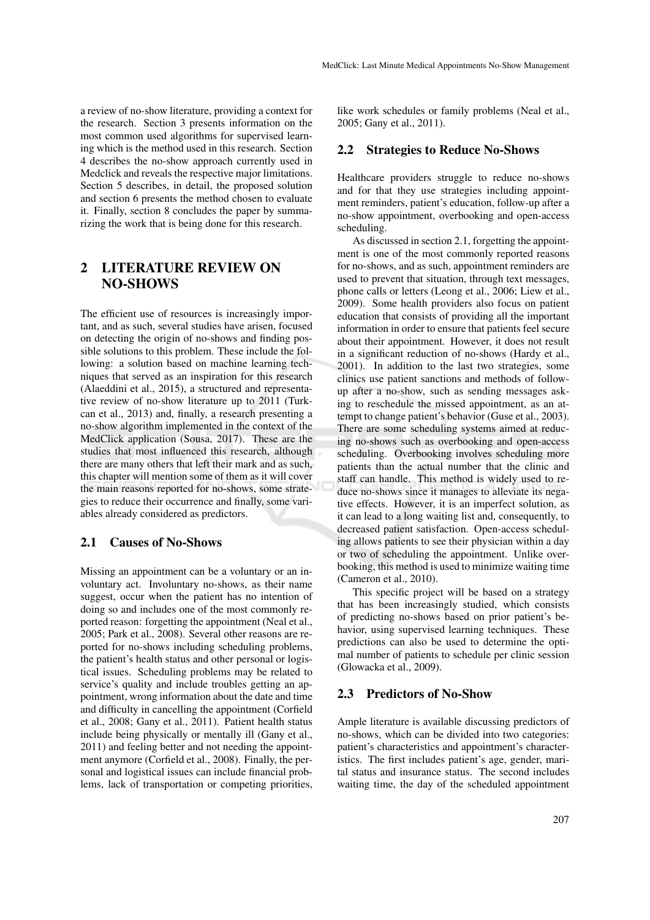a review of no-show literature, providing a context for the research. Section 3 presents information on the most common used algorithms for supervised learning which is the method used in this research. Section 4 describes the no-show approach currently used in Medclick and reveals the respective major limitations. Section 5 describes, in detail, the proposed solution and section 6 presents the method chosen to evaluate it. Finally, section 8 concludes the paper by summarizing the work that is being done for this research.

## 2 LITERATURE REVIEW ON NO-SHOWS

The efficient use of resources is increasingly important, and as such, several studies have arisen, focused on detecting the origin of no-shows and finding possible solutions to this problem. These include the following: a solution based on machine learning techniques that served as an inspiration for this research (Alaeddini et al., 2015), a structured and representative review of no-show literature up to 2011 (Turkcan et al., 2013) and, finally, a research presenting a no-show algorithm implemented in the context of the MedClick application (Sousa, 2017). These are the studies that most influenced this research, although there are many others that left their mark and as such, this chapter will mention some of them as it will cover the main reasons reported for no-shows, some strategies to reduce their occurrence and finally, some variables already considered as predictors.

### 2.1 Causes of No-Shows

Missing an appointment can be a voluntary or an involuntary act. Involuntary no-shows, as their name suggest, occur when the patient has no intention of doing so and includes one of the most commonly reported reason: forgetting the appointment (Neal et al., 2005; Park et al., 2008). Several other reasons are reported for no-shows including scheduling problems, the patient's health status and other personal or logistical issues. Scheduling problems may be related to service's quality and include troubles getting an appointment, wrong information about the date and time and difficulty in cancelling the appointment (Corfield et al., 2008; Gany et al., 2011). Patient health status include being physically or mentally ill (Gany et al., 2011) and feeling better and not needing the appointment anymore (Corfield et al., 2008). Finally, the personal and logistical issues can include financial problems, lack of transportation or competing priorities, like work schedules or family problems (Neal et al., 2005; Gany et al., 2011).

### 2.2 Strategies to Reduce No-Shows

Healthcare providers struggle to reduce no-shows and for that they use strategies including appointment reminders, patient's education, follow-up after a no-show appointment, overbooking and open-access scheduling.

As discussed in section 2.1, forgetting the appointment is one of the most commonly reported reasons for no-shows, and as such, appointment reminders are used to prevent that situation, through text messages, phone calls or letters (Leong et al., 2006; Liew et al., 2009). Some health providers also focus on patient education that consists of providing all the important information in order to ensure that patients feel secure about their appointment. However, it does not result in a significant reduction of no-shows (Hardy et al., 2001). In addition to the last two strategies, some clinics use patient sanctions and methods of follow-up after a no-show, such as sending messages asking to reschedule the missed appointment, as an attempt to change patient's behavior (Guse et al., 2003). There are some scheduling systems aimed at reducing no-shows such as overbooking and open-access scheduling. Overbooking involves scheduling more patients than the actual number that the clinic and staff can handle. This method is widely used to reduce no-shows since it manages to alleviate its negative effects. However, it is an imperfect solution, as it can lead to a long waiting list and, consequently, to decreased patient satisfaction. Open-access scheduling allows patients to see their physician within a day or two of scheduling the appointment. Unlike overbooking, this method is used to minimize waiting time (Cameron et al., 2010).

This specific project will be based on a strategy that has been increasingly studied, which consists of predicting no-shows based on prior patient's behavior, using supervised learning techniques. These predictions can also be used to determine the optimal number of patients to schedule per clinic session (Glowacka et al., 2009).

### 2.3 Predictors of No-Show

Ample literature is available discussing predictors of no-shows, which can be divided into two categories: patient's characteristics and appointment's characteristics. The first includes patient's age, gender, marital status and insurance status. The second includes waiting time, the day of the scheduled appointment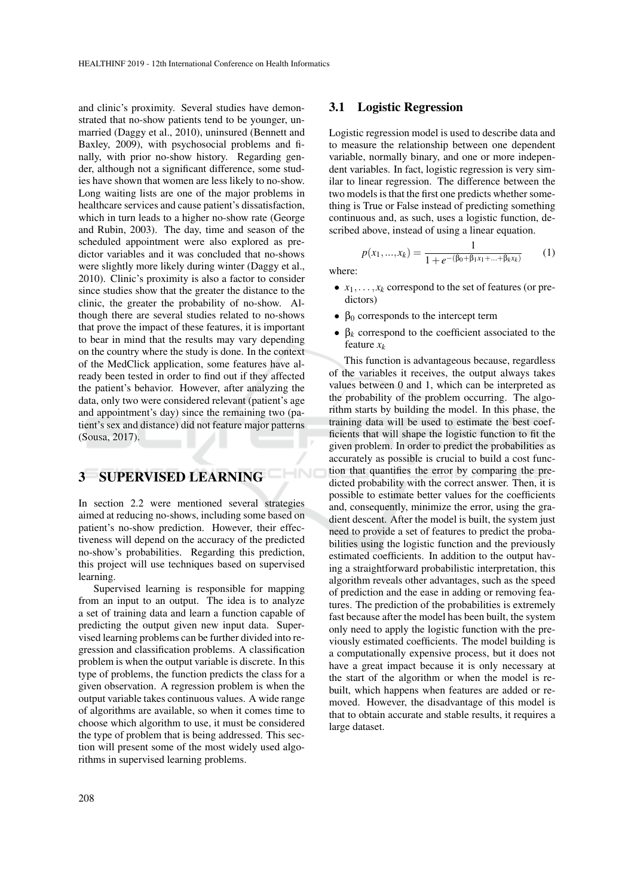and clinic's proximity. Several studies have demonstrated that no-show patients tend to be younger, unmarried (Daggy et al., 2010), uninsured (Bennett and Baxley, 2009), with psychosocial problems and finally, with prior no-show history. Regarding gender, although not a significant difference, some studies have shown that women are less likely to no-show. Long waiting lists are one of the major problems in healthcare services and cause patient's dissatisfaction, which in turn leads to a higher no-show rate (George and Rubin, 2003). The day, time and season of the scheduled appointment were also explored as predictor variables and it was concluded that no-shows were slightly more likely during winter (Daggy et al., 2010). Clinic's proximity is also a factor to consider since studies show that the greater the distance to the clinic, the greater the probability of no-show. Although there are several studies related to no-shows that prove the impact of these features, it is important to bear in mind that the results may vary depending on the country where the study is done. In the context of the MedClick application, some features have already been tested in order to find out if they affected the patient's behavior. However, after analyzing the data, only two were considered relevant (patient's age and appointment's day) since the remaining two (patient's sex and distance) did not feature major patterns (Sousa, 2017).

## 3 SUPERVISED LEARNING

In section 2.2 were mentioned several strategies aimed at reducing no-shows, including some based on patient's no-show prediction. However, their effectiveness will depend on the accuracy of the predicted no-show's probabilities. Regarding this prediction, this project will use techniques based on supervised learning.

Supervised learning is responsible for mapping from an input to an output. The idea is to analyze a set of training data and learn a function capable of predicting the output given new input data. Supervised learning problems can be further divided into regression and classification problems. A classification problem is when the output variable is discrete. In this type of problems, the function predicts the class for a given observation. A regression problem is when the output variable takes continuous values. A wide range of algorithms are available, so when it comes time to choose which algorithm to use, it must be considered the type of problem that is being addressed. This section will present some of the most widely used algorithms in supervised learning problems.

### 3.1 Logistic Regression

Logistic regression model is used to describe data and to measure the relationship between one dependent variable, normally binary, and one or more independent variables. In fact, logistic regression is very similar to linear regression. The difference between the two models is that the first one predicts whether something is True or False instead of predicting something continuous and, as such, uses a logistic function, described above, instead of using a linear equation.

$$p(x_1, ..., x_k) = \frac{1}{1 + e^{-(\beta_0 + \beta_1 x_1 + ... + \beta_k x_k)}} \tag{1}$$

where:

- $x_1, \ldots, x_k$ correspond to the set of features (or predictors)
- $\beta_0$ corresponds to the intercept term
- $\beta_k$ correspond to the coefficient associated to the feature $x_k$

This function is advantageous because, regardless of the variables it receives, the output always takes values between 0 and 1, which can be interpreted as the probability of the problem occurring. The algorithm starts by building the model. In this phase, the training data will be used to estimate the best coefficients that will shape the logistic function to fit the given problem. In order to predict the probabilities as accurately as possible is crucial to build a cost function that quantifies the error by comparing the predicted probability with the correct answer. Then, it is possible to estimate better values for the coefficients and, consequently, minimize the error, using the gradient descent. After the model is built, the system just need to provide a set of features to predict the probabilities using the logistic function and the previously estimated coefficients. In addition to the output having a straightforward probabilistic interpretation, this algorithm reveals other advantages, such as the speed of prediction and the ease in adding or removing features. The prediction of the probabilities is extremely fast because after the model has been built, the system only need to apply the logistic function with the previously estimated coefficients. The model building is a computationally expensive process, but it does not have a great impact because it is only necessary at the start of the algorithm or when the model is rebuilt, which happens when features are added or removed. However, the disadvantage of this model is that to obtain accurate and stable results, it requires a large dataset.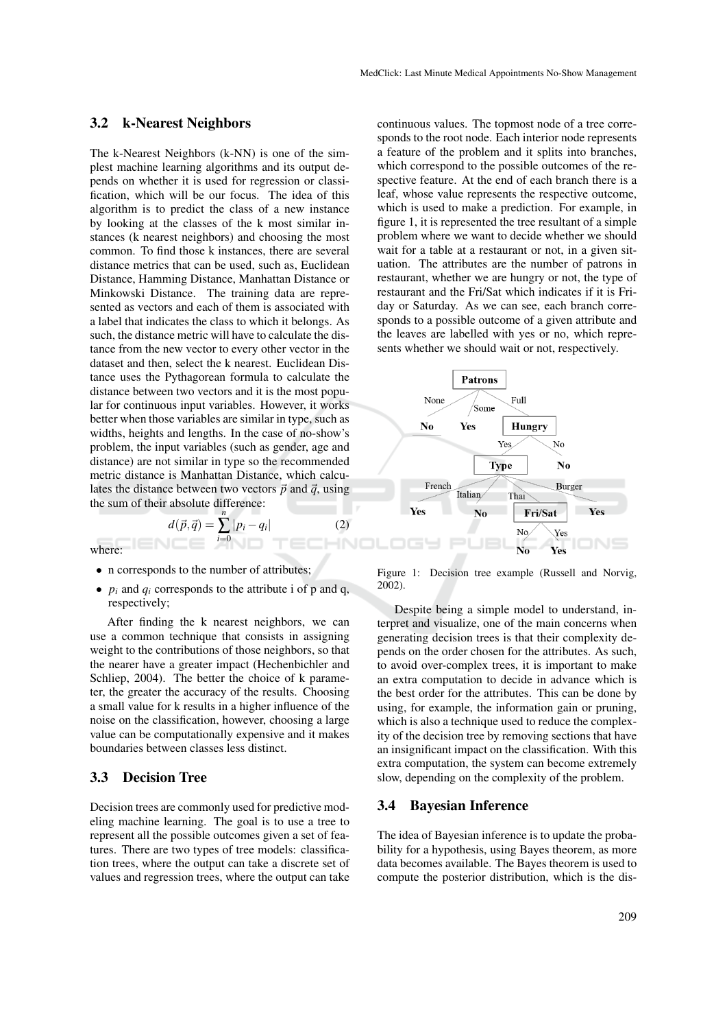### 3.2 k-Nearest Neighbors

The k-Nearest Neighbors (k-NN) is one of the simplest machine learning algorithms and its output depends on whether it is used for regression or classification, which will be our focus. The idea of this algorithm is to predict the class of a new instance by looking at the classes of the k most similar instances (k nearest neighbors) and choosing the most common. To find those k instances, there are several distance metrics that can be used, such as, Euclidean Distance, Hamming Distance, Manhattan Distance or Minkowski Distance. The training data are represented as vectors and each of them is associated with a label that indicates the class to which it belongs. As such, the distance metric will have to calculate the distance from the new vector to every other vector in the dataset and then, select the k nearest. Euclidean Distance uses the Pythagorean formula to calculate the distance between two vectors and it is the most popular for continuous input variables. However, it works better when those variables are similar in type, such as widths, heights and lengths. In the case of no-show's problem, the input variables (such as gender, age and distance) are not similar in type so the recommended metric distance is Manhattan Distance, which calculates the distance between two vectors $\vec{p}$ and $\vec{q}$, using the sum of their absolute difference:

$$d(\vec{p},\vec{q}) = \sum_{i=0}^{n} |p_i - q_i| \tag{2}$$

where:

- n corresponds to the number of attributes;
- $p_i$ and $q_i$ corresponds to the attribute i of p and q, respectively;

After finding the k nearest neighbors, we can use a common technique that consists in assigning weight to the contributions of those neighbors, so that the nearer have a greater impact (Hechenbichler and Schliep, 2004). The better the choice of k parameter, the greater the accuracy of the results. Choosing a small value for k results in a higher influence of the noise on the classification, however, choosing a large value can be computationally expensive and it makes boundaries between classes less distinct.

### 3.3 Decision Tree

Decision trees are commonly used for predictive modeling machine learning. The goal is to use a tree to represent all the possible outcomes given a set of features. There are two types of tree models: classification trees, where the output can take a discrete set of values and regression trees, where the output can take continuous values. The topmost node of a tree corresponds to the root node. Each interior node represents a feature of the problem and it splits into branches, which correspond to the possible outcomes of the respective feature. At the end of each branch there is a leaf, whose value represents the respective outcome, which is used to make a prediction. For example, in figure 1, it is represented the tree resultant of a simple problem where we want to decide whether we should wait for a table at a restaurant or not, in a given situation. The attributes are the number of patrons in restaurant, whether we are hungry or not, the type of restaurant and the Fri/Sat which indicates if it is Friday or Saturday. As we can see, each branch corresponds to a possible outcome of a given attribute and the leaves are labelled with yes or no, which represents whether we should wait or not, respectively.

Figure 1: Decision tree example (Russell and Norvig, 2002).

Despite being a simple model to understand, interpret and visualize, one of the main concerns when generating decision trees is that their complexity depends on the order chosen for the attributes. As such, to avoid over-complex trees, it is important to make an extra computation to decide in advance which is the best order for the attributes. This can be done by using, for example, the information gain or pruning, which is also a technique used to reduce the complexity of the decision tree by removing sections that have an insignificant impact on the classification. With this extra computation, the system can become extremely slow, depending on the complexity of the problem.

### 3.4 Bayesian Inference

The idea of Bayesian inference is to update the probability for a hypothesis, using Bayes theorem, as more data becomes available. The Bayes theorem is used to compute the posterior distribution, which is the dis-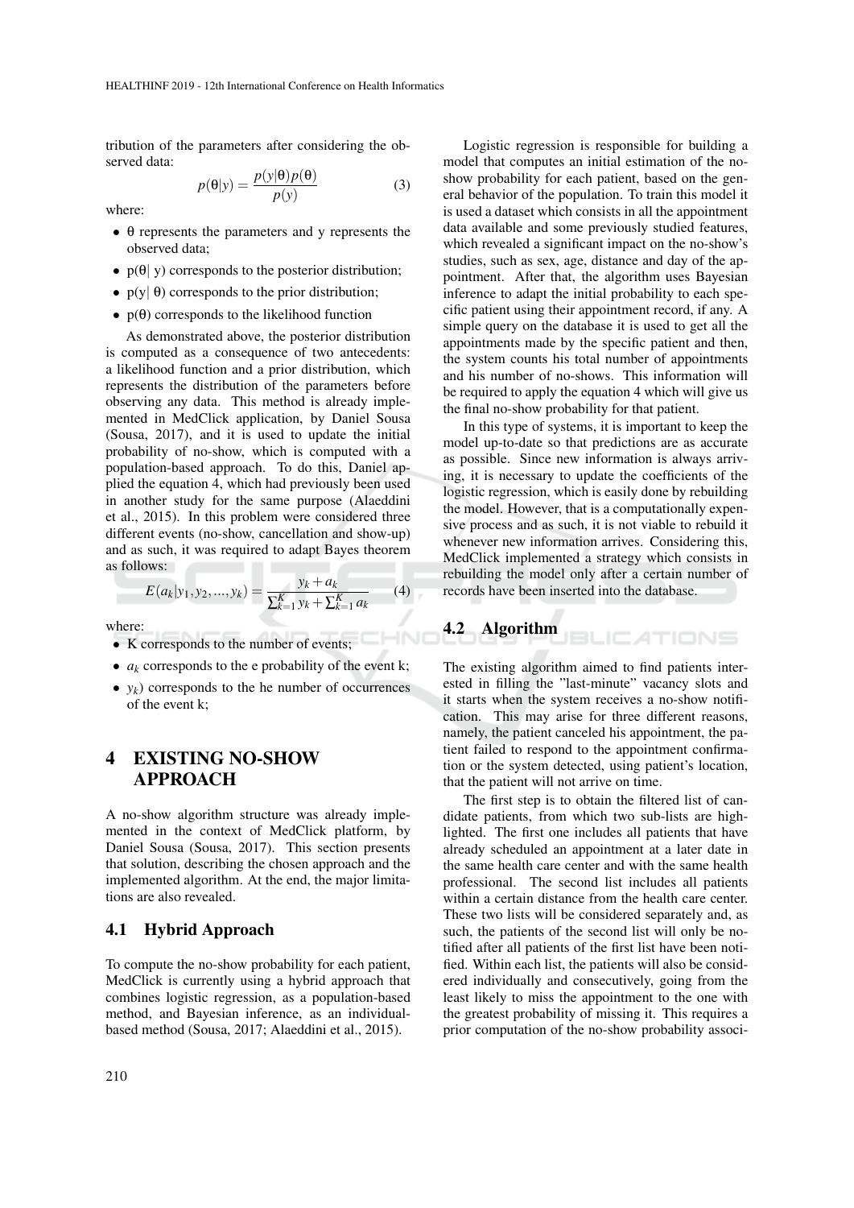tribution of the parameters after considering the observed data:

$$p(\theta|y) = \frac{p(y|\theta)p(\theta)}{p(y)} \quad (3)$$

where:

- θ represents the parameters and y represents the observed data;
- p(θ| y) corresponds to the posterior distribution;
- p(y| θ) corresponds to the prior distribution;
- p(θ) corresponds to the likelihood function

As demonstrated above, the posterior distribution is computed as a consequence of two antecedents: a likelihood function and a prior distribution, which represents the distribution of the parameters before observing any data. This method is already implemented in MedClick application, by Daniel Sousa (Sousa, 2017), and it is used to update the initial probability of no-show, which is computed with a population-based approach. To do this, Daniel applied the equation 4, which had previously been used in another study for the same purpose (Alaeddini et al., 2015). In this problem were considered three different events (no-show, cancellation and show-up) and as such, it was required to adapt Bayes theorem as follows:

$$E(a_k|y_1, y_2, ..., y_k) = \frac{y_k + a_k}{\sum_{k=1}^{K} y_k + \sum_{k=1}^{K} a_k} \quad (4)$$

where:

- K corresponds to the number of events;
- $a_k$ corresponds to the e probability of the event k;
- $y_k$) corresponds to the he number of occurrences of the event k;

# 4 EXISTING NO-SHOW APPROACH

A no-show algorithm structure was already implemented in the context of MedClick platform, by Daniel Sousa (Sousa, 2017). This section presents that solution, describing the chosen approach and the implemented algorithm. At the end, the major limitations are also revealed.

## 4.1 Hybrid Approach

To compute the no-show probability for each patient, MedClick is currently using a hybrid approach that combines logistic regression, as a population-based method, and Bayesian inference, as an individual-based method (Sousa, 2017; Alaeddini et al., 2015).

Logistic regression is responsible for building a model that computes an initial estimation of the no-show probability for each patient, based on the general behavior of the population. To train this model it is used a dataset which consists in all the appointment data available and some previously studied features, which revealed a significant impact on the no-show's studies, such as sex, age, distance and day of the appointment. After that, the algorithm uses Bayesian inference to adapt the initial probability to each specific patient using their appointment record, if any. A simple query on the database it is used to get all the appointments made by the specific patient and then, the system counts his total number of appointments and his number of no-shows. This information will be required to apply the equation 4 which will give us the final no-show probability for that patient.

In this type of systems, it is important to keep the model up-to-date so that predictions are as accurate as possible. Since new information is always arriving, it is necessary to update the coefficients of the logistic regression, which is easily done by rebuilding the model. However, that is a computationally expensive process and as such, it is not viable to rebuild it whenever new information arrives. Considering this, MedClick implemented a strategy which consists in rebuilding the model only after a certain number of records have been inserted into the database.

## 4.2 Algorithm

The existing algorithm aimed to find patients interested in filling the "last-minute" vacancy slots and it starts when the system receives a no-show notification. This may arise for three different reasons, namely, the patient canceled his appointment, the patient failed to respond to the appointment confirmation or the system detected, using patient's location, that the patient will not arrive on time.

The first step is to obtain the filtered list of candidate patients, from which two sub-lists are highlighted. The first one includes all patients that have already scheduled an appointment at a later date in the same health care center and with the same health professional. The second list includes all patients within a certain distance from the health care center. These two lists will be considered separately and, as such, the patients of the second list will only be notified after all patients of the first list have been notified. Within each list, the patients will also be considered individually and consecutively, going from the least likely to miss the appointment to the one with the greatest probability of missing it. This requires a prior computation of the no-show probability associ-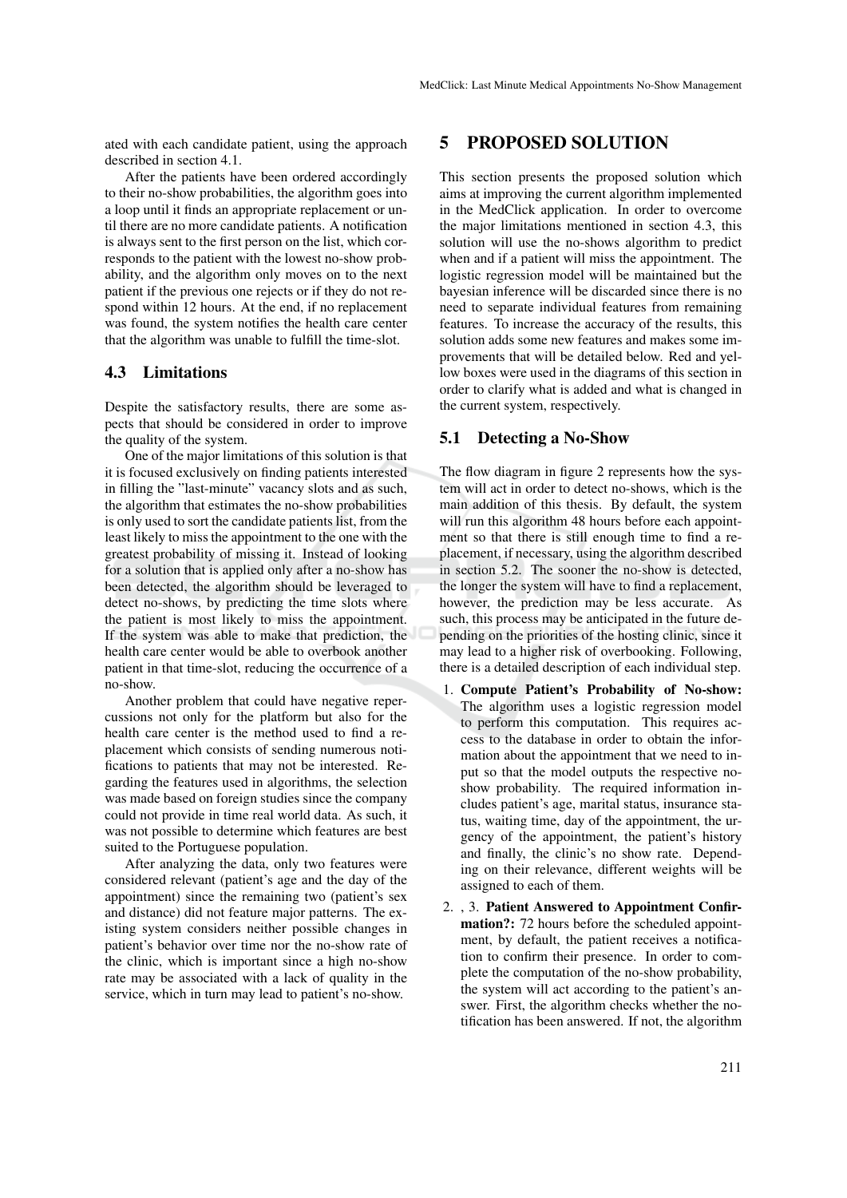ated with each candidate patient, using the approach described in section 4.1.

After the patients have been ordered accordingly to their no-show probabilities, the algorithm goes into a loop until it finds an appropriate replacement or until there are no more candidate patients. A notification is always sent to the first person on the list, which corresponds to the patient with the lowest no-show probability, and the algorithm only moves on to the next patient if the previous one rejects or if they do not respond within 12 hours. At the end, if no replacement was found, the system notifies the health care center that the algorithm was unable to fulfill the time-slot.

## 4.3 Limitations

Despite the satisfactory results, there are some aspects that should be considered in order to improve the quality of the system.

One of the major limitations of this solution is that it is focused exclusively on finding patients interested in filling the "last-minute" vacancy slots and as such, the algorithm that estimates the no-show probabilities is only used to sort the candidate patients list, from the least likely to miss the appointment to the one with the greatest probability of missing it. Instead of looking for a solution that is applied only after a no-show has been detected, the algorithm should be leveraged to detect no-shows, by predicting the time slots where the patient is most likely to miss the appointment. If the system was able to make that prediction, the health care center would be able to overbook another patient in that time-slot, reducing the occurrence of a no-show.

Another problem that could have negative repercussions not only for the platform but also for the health care center is the method used to find a replacement which consists of sending numerous notifications to patients that may not be interested. Regarding the features used in algorithms, the selection was made based on foreign studies since the company could not provide in time real world data. As such, it was not possible to determine which features are best suited to the Portuguese population.

After analyzing the data, only two features were considered relevant (patient's age and the day of the appointment) since the remaining two (patient's sex and distance) did not feature major patterns. The existing system considers neither possible changes in patient's behavior over time nor the no-show rate of the clinic, which is important since a high no-show rate may be associated with a lack of quality in the service, which in turn may lead to patient's no-show.

# 5 PROPOSED SOLUTION

This section presents the proposed solution which aims at improving the current algorithm implemented in the MedClick application. In order to overcome the major limitations mentioned in section 4.3, this solution will use the no-shows algorithm to predict when and if a patient will miss the appointment. The logistic regression model will be maintained but the bayesian inference will be discarded since there is no need to separate individual features from remaining features. To increase the accuracy of the results, this solution adds some new features and makes some improvements that will be detailed below. Red and yellow boxes were used in the diagrams of this section in order to clarify what is added and what is changed in the current system, respectively.

## 5.1 Detecting a No-Show

The flow diagram in figure 2 represents how the system will act in order to detect no-shows, which is the main addition of this thesis. By default, the system will run this algorithm 48 hours before each appointment so that there is still enough time to find a replacement, if necessary, using the algorithm described in section 5.2. The sooner the no-show is detected, the longer the system will have to find a replacement, however, the prediction may be less accurate. As such, this process may be anticipated in the future depending on the priorities of the hosting clinic, since it may lead to a higher risk of overbooking. Following, there is a detailed description of each individual step.

1. **Compute Patient's Probability of No-show:** The algorithm uses a logistic regression model to perform this computation. This requires access to the database in order to obtain the information about the appointment that we need to input so that the model outputs the respective no-show probability. The required information includes patient's age, marital status, insurance status, waiting time, day of the appointment, the urgency of the appointment, the patient's history and finally, the clinic's no show rate. Depending on their relevance, different weights will be assigned to each of them.

2. , 3. **Patient Answered to Appointment Confirmation?:** 72 hours before the scheduled appointment, by default, the patient receives a notification to confirm their presence. In order to complete the computation of the no-show probability, the system will act according to the patient's answer. First, the algorithm checks whether the notification has been answered. If not, the algorithm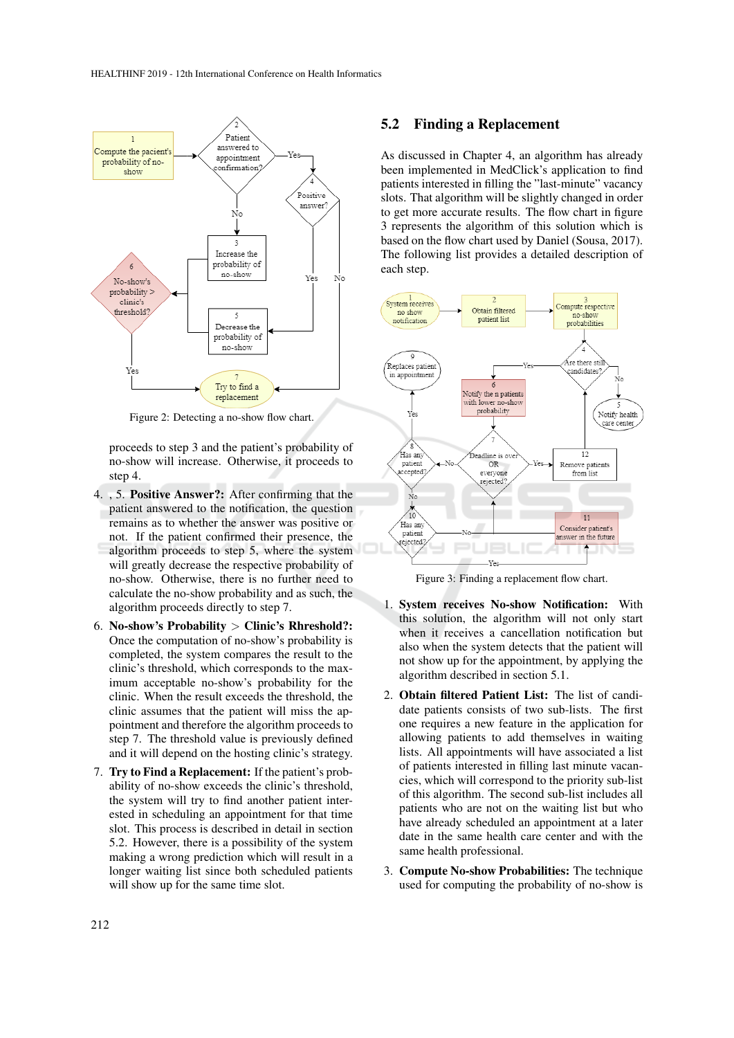Figure 2: Detecting a no-show flow chart.

proceeds to step 3 and the patient's probability of no-show will increase. Otherwise, it proceeds to step 4.

4. , 5. **Positive Answer?:** After confirming that the patient answered to the notification, the question remains as to whether the answer was positive or not. If the patient confirmed their presence, the algorithm proceeds to step 5, where the system will greatly decrease the respective probability of no-show. Otherwise, there is no further need to calculate the no-show probability and as such, the algorithm proceeds directly to step 7.

6. **No-show's Probability > Clinic's Rhreshold?:** Once the computation of no-show's probability is completed, the system compares the result to the clinic's threshold, which corresponds to the maximum acceptable no-show's probability for the clinic. When the result exceeds the threshold, the clinic assumes that the patient will miss the appointment and therefore the algorithm proceeds to step 7. The threshold value is previously defined and it will depend on the hosting clinic's strategy.

7. **Try to Find a Replacement:** If the patient's probability of no-show exceeds the clinic's threshold, the system will try to find another patient interested in scheduling an appointment for that time slot. This process is described in detail in section 5.2. However, there is a possibility of the system making a wrong prediction which will result in a longer waiting list since both scheduled patients will show up for the same time slot.

## 5.2 Finding a Replacement

As discussed in Chapter 4, an algorithm has already been implemented in MedClick's application to find patients interested in filling the "last-minute" vacancy slots. That algorithm will be slightly changed in order to get more accurate results. The flow chart in figure 3 represents the algorithm of this solution which is based on the flow chart used by Daniel (Sousa, 2017). The following list provides a detailed description of each step.

Figure 3: Finding a replacement flow chart.

1. **System receives No-show Notification:** With this solution, the algorithm will not only start when it receives a cancellation notification but also when the system detects that the patient will not show up for the appointment, by applying the algorithm described in section 5.1.

2. **Obtain filtered Patient List:** The list of candidate patients consists of two sub-lists. The first one requires a new feature in the application for allowing patients to add themselves in waiting lists. All appointments will have associated a list of patients interested in filling last minute vacancies, which will correspond to the priority sub-list of this algorithm. The second sub-list includes all patients who are not on the waiting list but who have already scheduled an appointment at a later date in the same health care center and with the same health professional.

3. **Compute No-show Probabilities:** The technique used for computing the probability of no-show is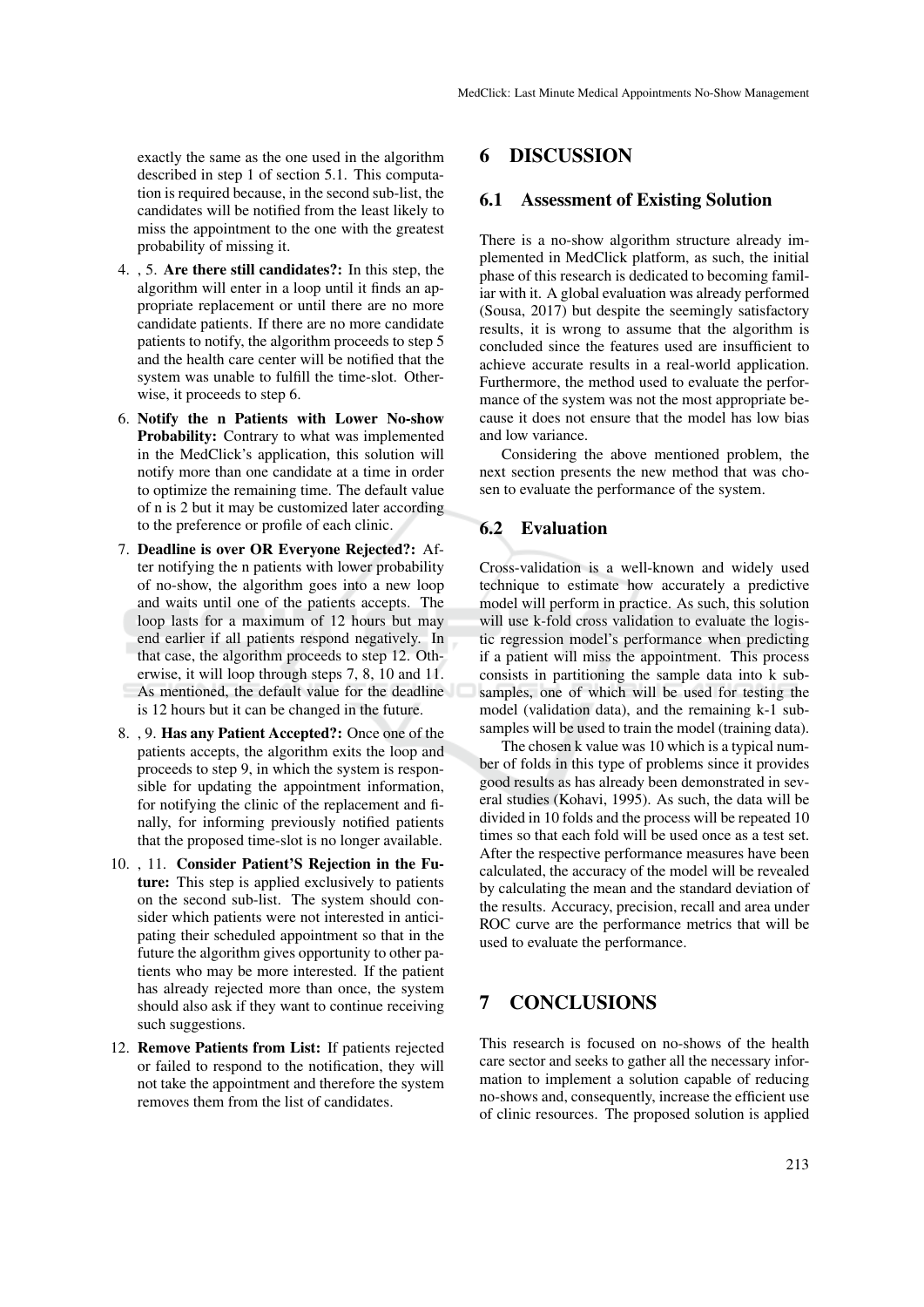exactly the same as the one used in the algorithm described in step 1 of section 5.1. This computation is required because, in the second sub-list, the candidates will be notified from the least likely to miss the appointment to the one with the greatest probability of missing it.

4. , 5. **Are there still candidates?:** In this step, the algorithm will enter in a loop until it finds an appropriate replacement or until there are no more candidate patients. If there are no more candidate patients to notify, the algorithm proceeds to step 5 and the health care center will be notified that the system was unable to fulfill the time-slot. Otherwise, it proceeds to step 6.
6. **Notify the n Patients with Lower No-show Probability:** Contrary to what was implemented in the MedClick's application, this solution will notify more than one candidate at a time in order to optimize the remaining time. The default value of n is 2 but it may be customized later according to the preference or profile of each clinic.
7. **Deadline is over OR Everyone Rejected?:** After notifying the n patients with lower probability of no-show, the algorithm goes into a new loop and waits until one of the patients accepts. The loop lasts for a maximum of 12 hours but may end earlier if all patients respond negatively. In that case, the algorithm proceeds to step 12. Otherwise, it will loop through steps 7, 8, 10 and 11. As mentioned, the default value for the deadline is 12 hours but it can be changed in the future.
8. , 9. **Has any Patient Accepted?:** Once one of the patients accepts, the algorithm exits the loop and proceeds to step 9, in which the system is responsible for updating the appointment information, for notifying the clinic of the replacement and finally, for informing previously notified patients that the proposed time-slot is no longer available.
10. , 11. **Consider Patient'S Rejection in the Future:** This step is applied exclusively to patients on the second sub-list. The system should consider which patients were not interested in anticipating their scheduled appointment so that in the future the algorithm gives opportunity to other patients who may be more interested. If the patient has already rejected more than once, the system should also ask if they want to continue receiving such suggestions.
12. **Remove Patients from List:** If patients rejected or failed to respond to the notification, they will not take the appointment and therefore the system removes them from the list of candidates.

## 6 DISCUSSION

### 6.1 Assessment of Existing Solution

There is a no-show algorithm structure already implemented in MedClick platform, as such, the initial phase of this research is dedicated to becoming familiar with it. A global evaluation was already performed (Sousa, 2017) but despite the seemingly satisfactory results, it is wrong to assume that the algorithm is concluded since the features used are insufficient to achieve accurate results in a real-world application. Furthermore, the method used to evaluate the performance of the system was not the most appropriate because it does not ensure that the model has low bias and low variance.

Considering the above mentioned problem, the next section presents the new method that was chosen to evaluate the performance of the system.

### 6.2 Evaluation

Cross-validation is a well-known and widely used technique to estimate how accurately a predictive model will perform in practice. As such, this solution will use k-fold cross validation to evaluate the logistic regression model's performance when predicting if a patient will miss the appointment. This process consists in partitioning the sample data into k subsamples, one of which will be used for testing the model (validation data), and the remaining k-1 subsamples will be used to train the model (training data).

The chosen k value was 10 which is a typical number of folds in this type of problems since it provides good results as has already been demonstrated in several studies (Kohavi, 1995). As such, the data will be divided in 10 folds and the process will be repeated 10 times so that each fold will be used once as a test set. After the respective performance measures have been calculated, the accuracy of the model will be revealed by calculating the mean and the standard deviation of the results. Accuracy, precision, recall and area under ROC curve are the performance metrics that will be used to evaluate the performance.

## 7 CONCLUSIONS

This research is focused on no-shows of the health care sector and seeks to gather all the necessary information to implement a solution capable of reducing no-shows and, consequently, increase the efficient use of clinic resources. The proposed solution is applied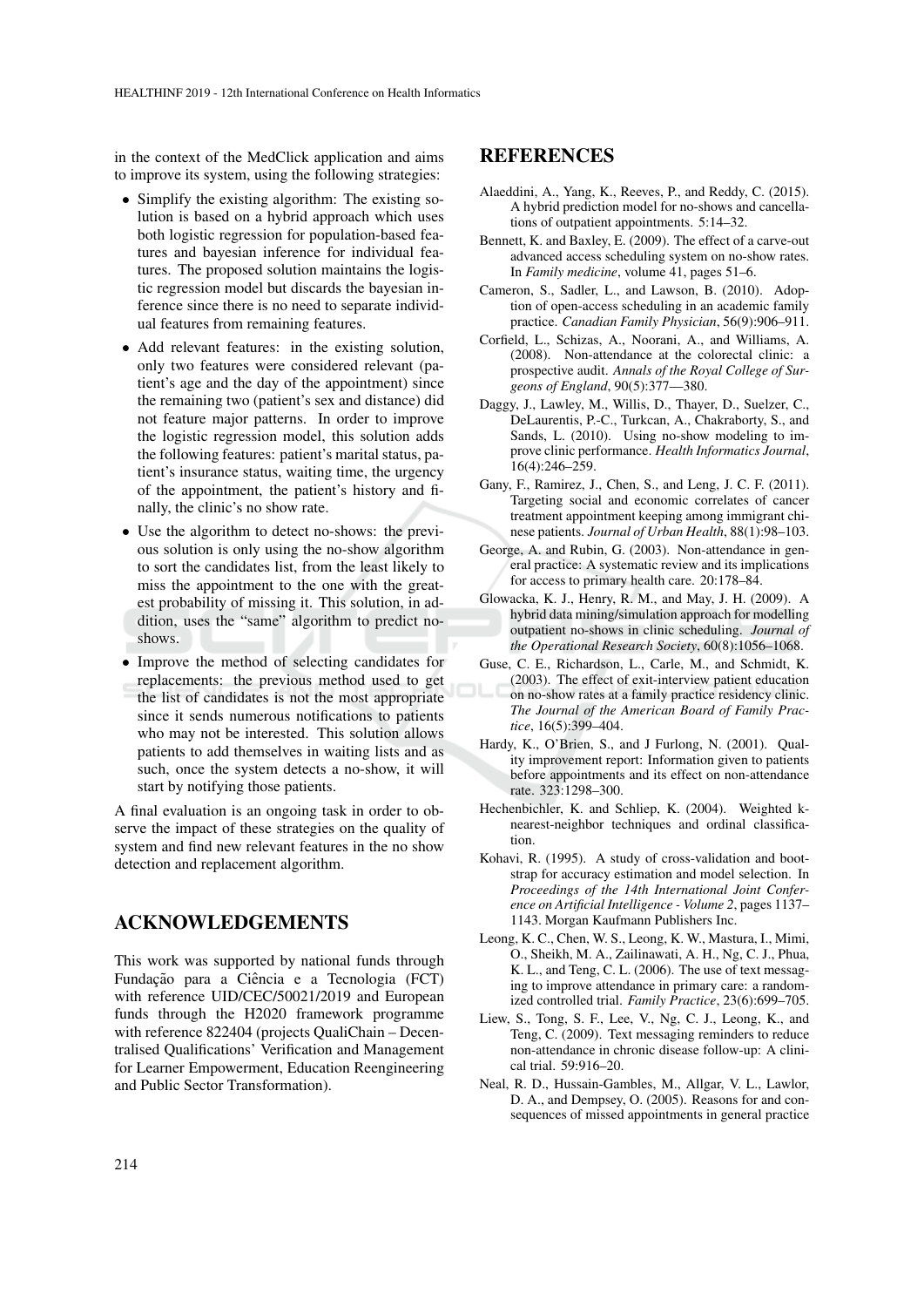in the context of the MedClick application and aims to improve its system, using the following strategies:

- Simplify the existing algorithm: The existing solution is based on a hybrid approach which uses both logistic regression for population-based features and bayesian inference for individual features. The proposed solution maintains the logistic regression model but discards the bayesian inference since there is no need to separate individual features from remaining features.
- Add relevant features: in the existing solution, only two features were considered relevant (patient's age and the day of the appointment) since the remaining two (patient's sex and distance) did not feature major patterns. In order to improve the logistic regression model, this solution adds the following features: patient's marital status, patient's insurance status, waiting time, the urgency of the appointment, the patient's history and finally, the clinic's no show rate.
- Use the algorithm to detect no-shows: the previous solution is only using the no-show algorithm to sort the candidates list, from the least likely to miss the appointment to the one with the greatest probability of missing it. This solution, in addition, uses the "same" algorithm to predict no-shows.
- Improve the method of selecting candidates for replacements: the previous method used to get the list of candidates is not the most appropriate since it sends numerous notifications to patients who may not be interested. This solution allows patients to add themselves in waiting lists and as such, once the system detects a no-show, it will start by notifying those patients.

A final evaluation is an ongoing task in order to observe the impact of these strategies on the quality of system and find new relevant features in the no show detection and replacement algorithm.

## ACKNOWLEDGEMENTS

This work was supported by national funds through Fundação para a Ciência e a Tecnologia (FCT) with reference UID/CEC/50021/2019 and European funds through the H2020 framework programme with reference 822404 (projects QualiChain – Decentralised Qualifications' Verification and Management for Learner Empowerment, Education Reengineering and Public Sector Transformation).

## REFERENCES

Alaeddini, A., Yang, K., Reeves, P., and Reddy, C. (2015). A hybrid prediction model for no-shows and cancellations of outpatient appointments. 5:14–32.

Bennett, K. and Baxley, E. (2009). The effect of a carve-out advanced access scheduling system on no-show rates. In *Family medicine*, volume 41, pages 51–6.

Cameron, S., Sadler, L., and Lawson, B. (2010). Adoption of open-access scheduling in an academic family practice. *Canadian Family Physician*, 56(9):906–911.

Corfield, L., Schizas, A., Noorani, A., and Williams, A. (2008). Non-attendance at the colorectal clinic: a prospective audit. *Annals of the Royal College of Surgeons of England*, 90(5):377—380.

Daggy, J., Lawley, M., Willis, D., Thayer, D., Suelzer, C., DeLaurentis, P.-C., Turkcan, A., Chakraborty, S., and Sands, L. (2010). Using no-show modeling to improve clinic performance. *Health Informatics Journal*, 16(4):246–259.

Gany, F., Ramirez, J., Chen, S., and Leng, J. C. F. (2011). Targeting social and economic correlates of cancer treatment appointment keeping among immigrant chinese patients. *Journal of Urban Health*, 88(1):98–103.

George, A. and Rubin, G. (2003). Non-attendance in general practice: A systematic review and its implications for access to primary health care. 20:178–84.

Glowacka, K. J., Henry, R. M., and May, J. H. (2009). A hybrid data mining/simulation approach for modelling outpatient no-shows in clinic scheduling. *Journal of the Operational Research Society*, 60(8):1056–1068.

Guse, C. E., Richardson, L., Carle, M., and Schmidt, K. (2003). The effect of exit-interview patient education on no-show rates at a family practice residency clinic. *The Journal of the American Board of Family Practice*, 16(5):399–404.

Hardy, K., O'Brien, S., and J Furlong, N. (2001). Quality improvement report: Information given to patients before appointments and its effect on non-attendance rate. 323:1298–300.

Hechenbichler, K. and Schliep, K. (2004). Weighted k-nearest-neighbor techniques and ordinal classification.

Kohavi, R. (1995). A study of cross-validation and bootstrap for accuracy estimation and model selection. In *Proceedings of the 14th International Joint Conference on Artificial Intelligence - Volume 2*, pages 1137–1143. Morgan Kaufmann Publishers Inc.

Leong, K. C., Chen, W. S., Leong, K. W., Mastura, I., Mimi, O., Sheikh, M. A., Zailinawati, A. H., Ng, C. J., Phua, K. L., and Teng, C. L. (2006). The use of text messaging to improve attendance in primary care: a randomized controlled trial. *Family Practice*, 23(6):699–705.

Liew, S., Tong, S. F., Lee, V., Ng, C. J., Leong, K., and Teng, C. (2009). Text messaging reminders to reduce non-attendance in chronic disease follow-up: A clinical trial. 59:916–20.

Neal, R. D., Hussain-Gambles, M., Allgar, V. L., Lawlor, D. A., and Dempsey, O. (2005). Reasons for and consequences of missed appointments in general practice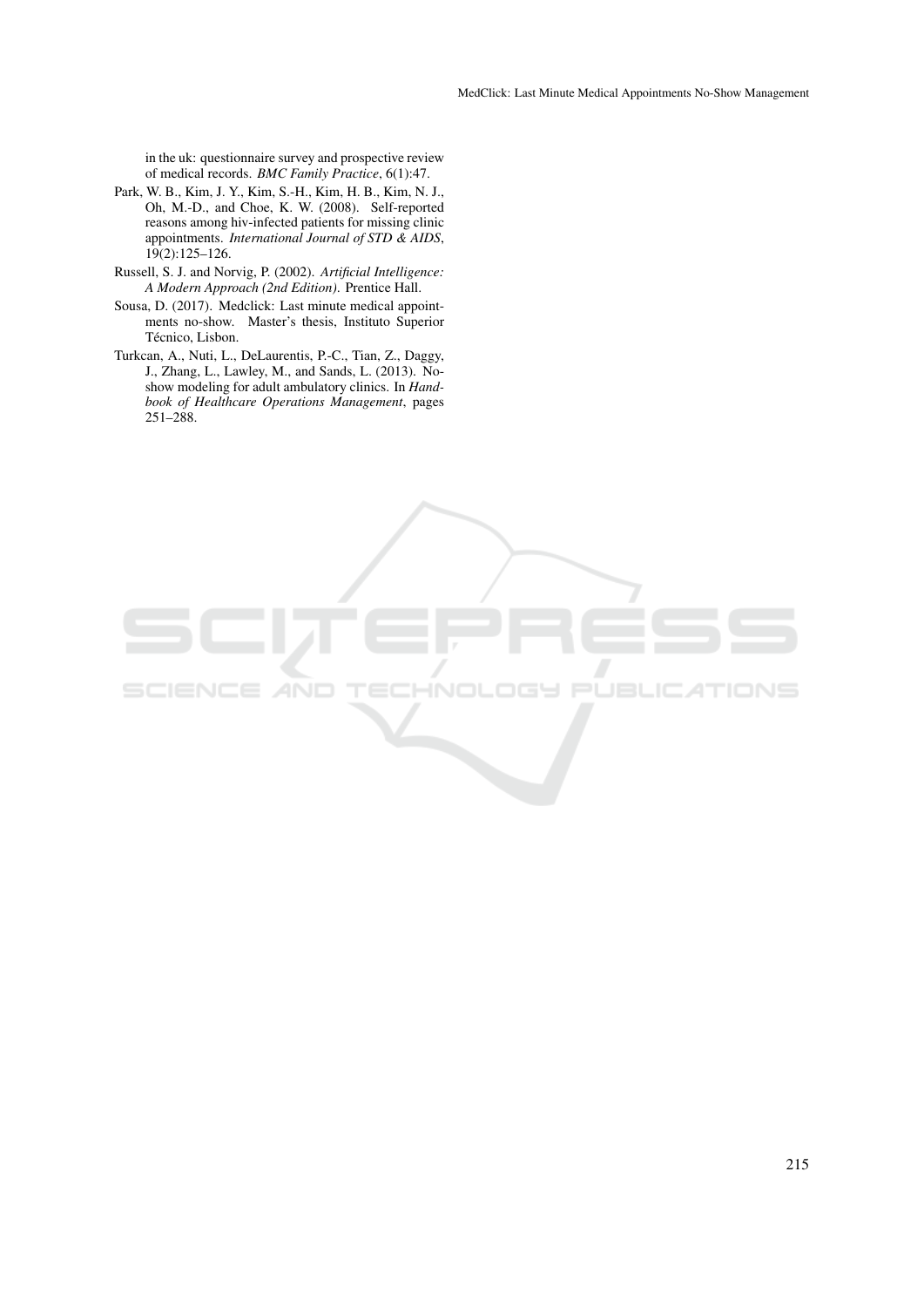in the uk: questionnaire survey and prospective review of medical records. *BMC Family Practice*, 6(1):47.

Park, W. B., Kim, J. Y., Kim, S.-H., Kim, H. B., Kim, N. J., Oh, M.-D., and Choe, K. W. (2008). Self-reported reasons among hiv-infected patients for missing clinic appointments. *International Journal of STD & AIDS*, 19(2):125–126.

Russell, S. J. and Norvig, P. (2002). *Artificial Intelligence: A Modern Approach (2nd Edition)*. Prentice Hall.

Sousa, D. (2017). Medclick: Last minute medical appointments no-show. Master's thesis, Instituto Superior Técnico, Lisbon.

Turkcan, A., Nuti, L., DeLaurentis, P.-C., Tian, Z., Daggy, J., Zhang, L., Lawley, M., and Sands, L. (2013). No-show modeling for adult ambulatory clinics. In *Handbook of Healthcare Operations Management*, pages 251–288.